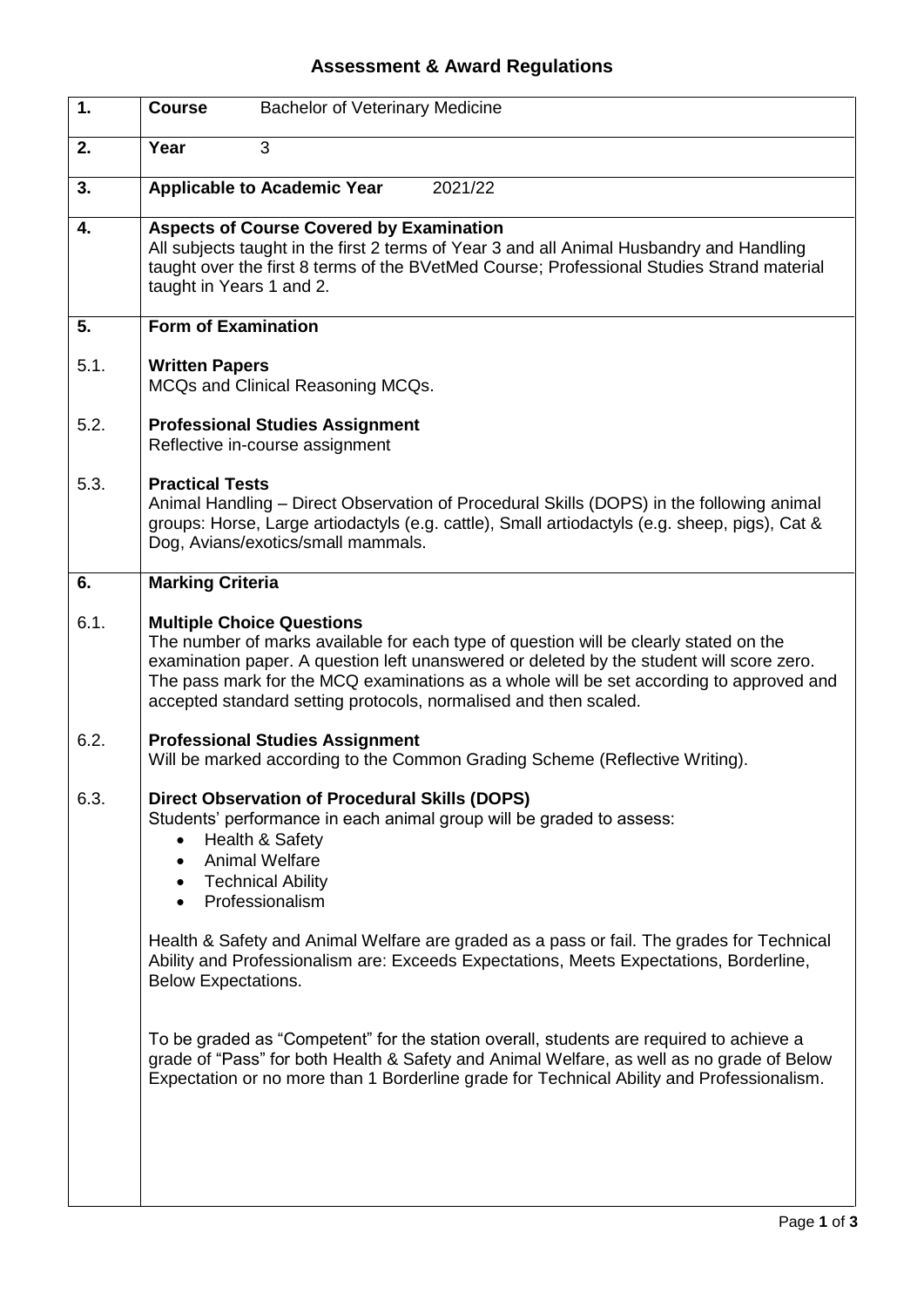# Assessment & Award Regulations

**1.** **Course** Bachelor of Veterinary Medicine

**2.** **Year** 3

**3.** **Applicable to Academic Year** 2021/22

**4.** **Aspects of Course Covered by Examination**

All subjects taught in the first 2 terms of Year 3 and all Animal Husbandry and Handling taught over the first 8 terms of the BVetMed Course; Professional Studies Strand material taught in Years 1 and 2.

**5.** **Form of Examination**

5.1. **Written Papers**

MCQs and Clinical Reasoning MCQs.

5.2. **Professional Studies Assignment**

Reflective in-course assignment

5.3. **Practical Tests**

Animal Handling – Direct Observation of Procedural Skills (DOPS) in the following animal groups: Horse, Large artiodactyls (e.g. cattle), Small artiodactyls (e.g. sheep, pigs), Cat & Dog, Avians/exotics/small mammals.

**6.** **Marking Criteria**

6.1. **Multiple Choice Questions**

The number of marks available for each type of question will be clearly stated on the examination paper. A question left unanswered or deleted by the student will score zero. The pass mark for the MCQ examinations as a whole will be set according to approved and accepted standard setting protocols, normalised and then scaled.

6.2. **Professional Studies Assignment**

Will be marked according to the Common Grading Scheme (Reflective Writing).

6.3. **Direct Observation of Procedural Skills (DOPS)**

Students' performance in each animal group will be graded to assess:

- Health & Safety
- Animal Welfare
- Technical Ability
- Professionalism

Health & Safety and Animal Welfare are graded as a pass or fail. The grades for Technical Ability and Professionalism are: Exceeds Expectations, Meets Expectations, Borderline, Below Expectations.

To be graded as "Competent" for the station overall, students are required to achieve a grade of "Pass" for both Health & Safety and Animal Welfare, as well as no grade of Below Expectation or no more than 1 Borderline grade for Technical Ability and Professionalism.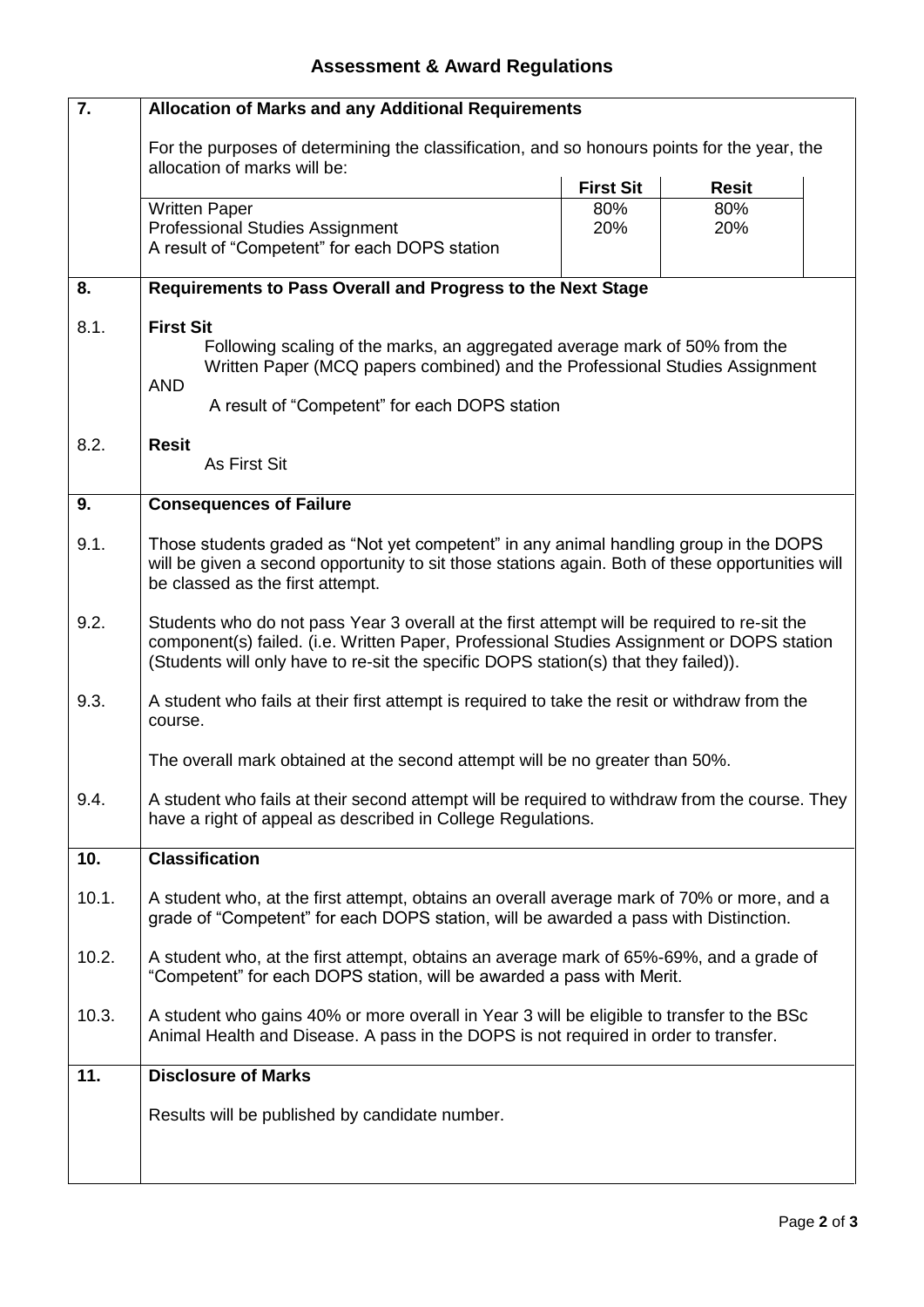# Assessment & Award Regulations

## 7. Allocation of Marks and any Additional Requirements

For the purposes of determining the classification, and so honours points for the year, the allocation of marks will be:

| | First Sit | Resit |
|---|---|---|
| Written Paper | 80% | 80% |
| Professional Studies Assignment | 20% | 20% |
| A result of "Competent" for each DOPS station | | |

## 8. Requirements to Pass Overall and Progress to the Next Stage

**8.1. First Sit**

Following scaling of the marks, an aggregated average mark of 50% from the Written Paper (MCQ papers combined) and the Professional Studies Assignment

AND

A result of "Competent" for each DOPS station

**8.2. Resit**

As First Sit

## 9. Consequences of Failure

9.1. Those students graded as "Not yet competent" in any animal handling group in the DOPS will be given a second opportunity to sit those stations again. Both of these opportunities will be classed as the first attempt.

9.2. Students who do not pass Year 3 overall at the first attempt will be required to re-sit the component(s) failed. (i.e. Written Paper, Professional Studies Assignment or DOPS station (Students will only have to re-sit the specific DOPS station(s) that they failed)).

9.3. A student who fails at their first attempt is required to take the resit or withdraw from the course.

The overall mark obtained at the second attempt will be no greater than 50%.

9.4. A student who fails at their second attempt will be required to withdraw from the course. They have a right of appeal as described in College Regulations.

## 10. Classification

10.1. A student who, at the first attempt, obtains an overall average mark of 70% or more, and a grade of "Competent" for each DOPS station, will be awarded a pass with Distinction.

10.2. A student who, at the first attempt, obtains an average mark of 65%-69%, and a grade of "Competent" for each DOPS station, will be awarded a pass with Merit.

10.3. A student who gains 40% or more overall in Year 3 will be eligible to transfer to the BSc Animal Health and Disease. A pass in the DOPS is not required in order to transfer.

## 11. Disclosure of Marks

Results will be published by candidate number.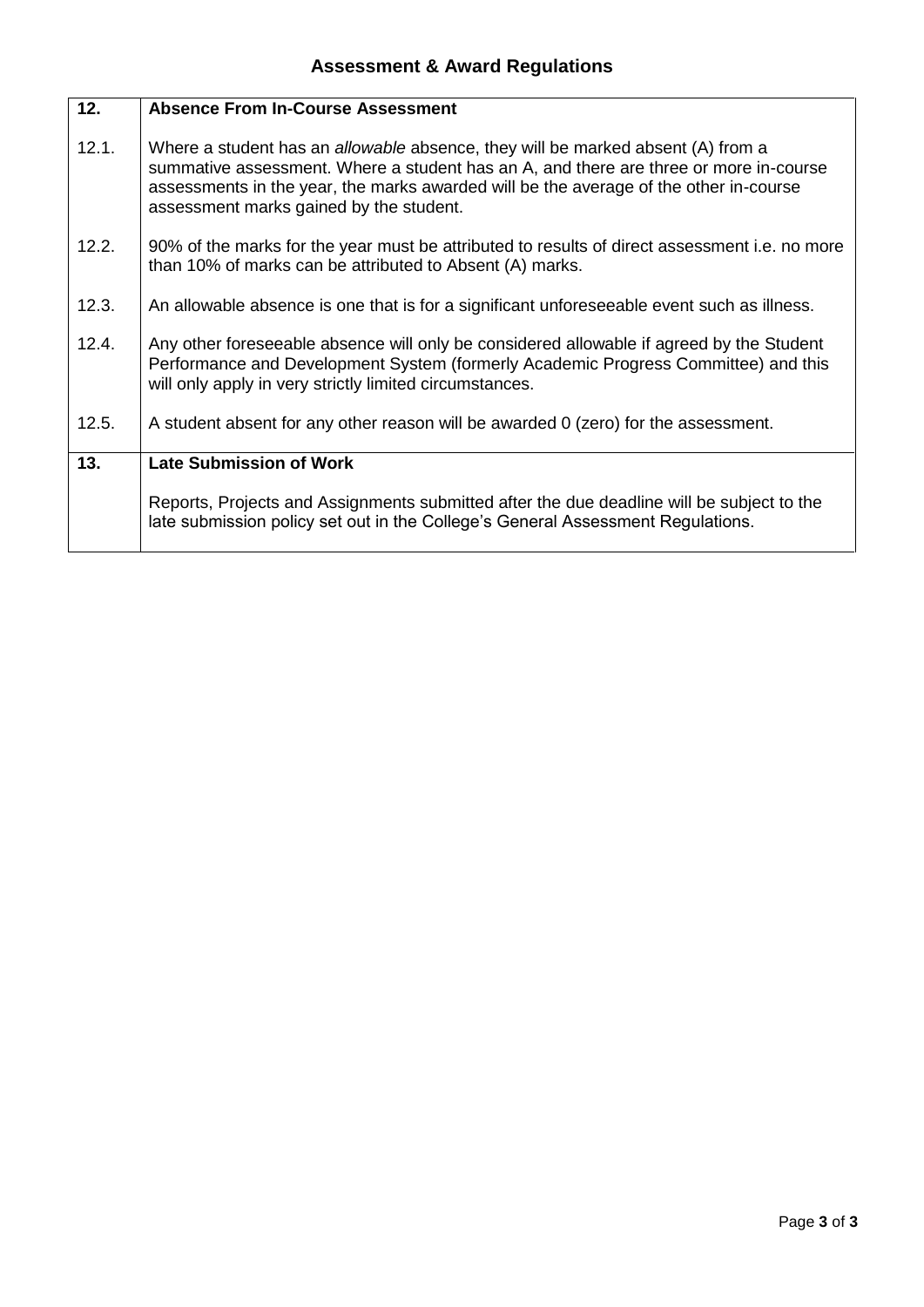## Assessment & Award Regulations

| 12. | **Absence From In-Course Assessment** |
|---|---|
| 12.1. | Where a student has an *allowable* absence, they will be marked absent (A) from a summative assessment. Where a student has an A, and there are three or more in-course assessments in the year, the marks awarded will be the average of the other in-course assessment marks gained by the student. |
| 12.2. | 90% of the marks for the year must be attributed to results of direct assessment i.e. no more than 10% of marks can be attributed to Absent (A) marks. |
| 12.3. | An allowable absence is one that is for a significant unforeseeable event such as illness. |
| 12.4. | Any other foreseeable absence will only be considered allowable if agreed by the Student Performance and Development System (formerly Academic Progress Committee) and this will only apply in very strictly limited circumstances. |
| 12.5. | A student absent for any other reason will be awarded 0 (zero) for the assessment. |
| **13.** | **Late Submission of Work** |
| | Reports, Projects and Assignments submitted after the due deadline will be subject to the late submission policy set out in the College's General Assessment Regulations. |